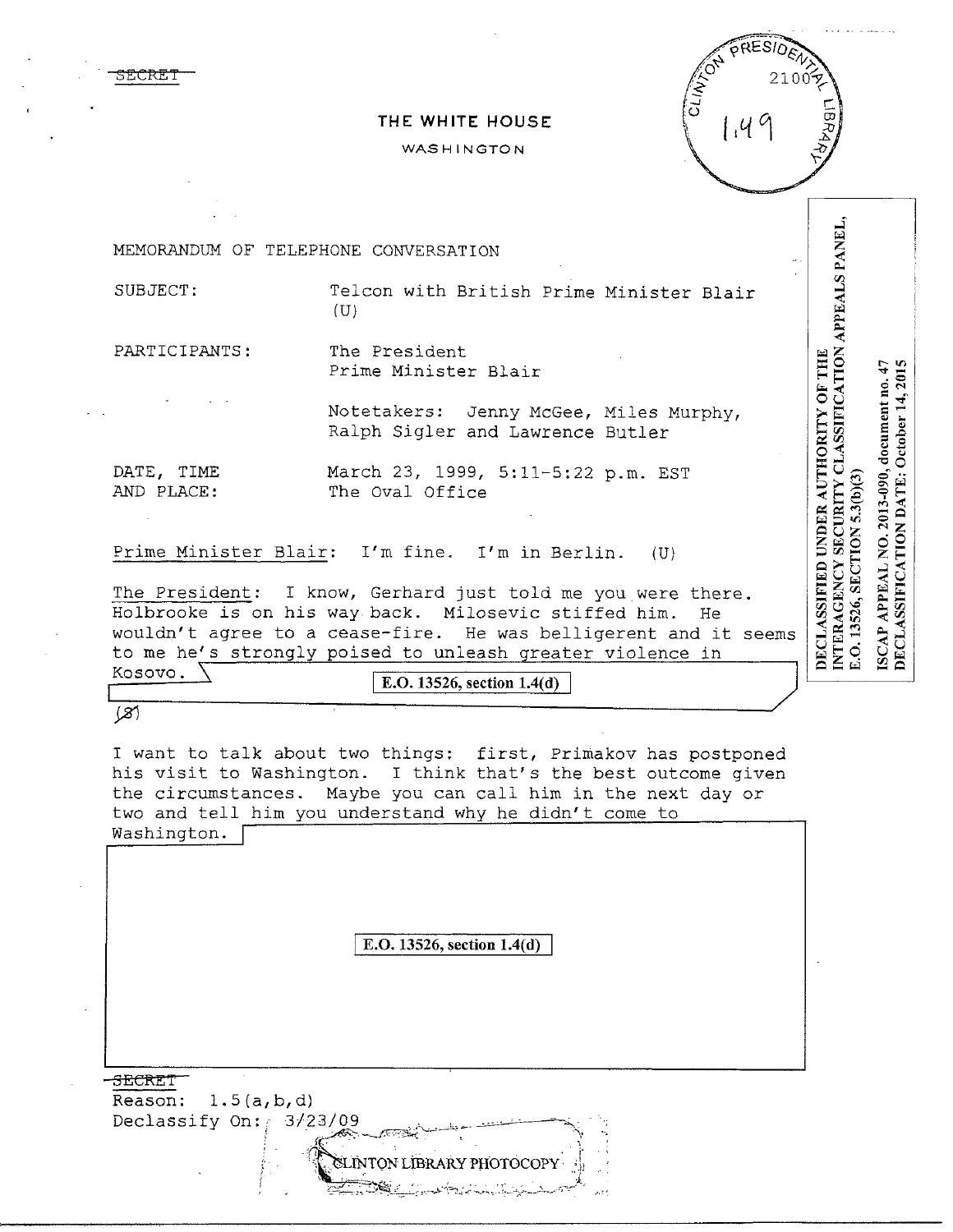SECRET

THE WHITE HOUSE

WASHINGTON

CLINTON PRESIDENTIAL LIBRARY 2100 1.49

DECLASSIFIED UNDER AUTHORITY OF THE INTERAGENCY SECURITY CLASSIFICATION APPEALS PANEL, E.O. 13526, SECTION 5.3(b)(3)

ISCAP APPEAL NO. 2013-090, document no. 47
DECLASSIFICATION DATE: October 14, 2015

MEMORANDUM OF TELEPHONE CONVERSATION

SUBJECT: Telcon with British Prime Minister Blair (U)

PARTICIPANTS: The President
Prime Minister Blair

Notetakers: Jenny McGee, Miles Murphy, Ralph Sigler and Lawrence Butler

DATE, TIME AND PLACE: March 23, 1999, 5:11-5:22 p.m. EST
The Oval Office

Prime Minister Blair: I'm fine. I'm in Berlin. (U)

The President: I know, Gerhard just told me you were there. Holbrooke is on his way back. Milosevic stiffed him. He wouldn't agree to a cease-fire. He was belligerent and it seems to me he's strongly poised to unleash greater violence in Kosovo.

E.O. 13526, section 1.4(d)

(S)

I want to talk about two things: first, Primakov has postponed his visit to Washington. I think that's the best outcome given the circumstances. Maybe you can call him in the next day or two and tell him you understand why he didn't come to Washington.

E.O. 13526, section 1.4(d)

SECRET
Reason: 1.5(a,b,d)
Declassify On: 3/23/09

CLINTON LIBRARY PHOTOCOPY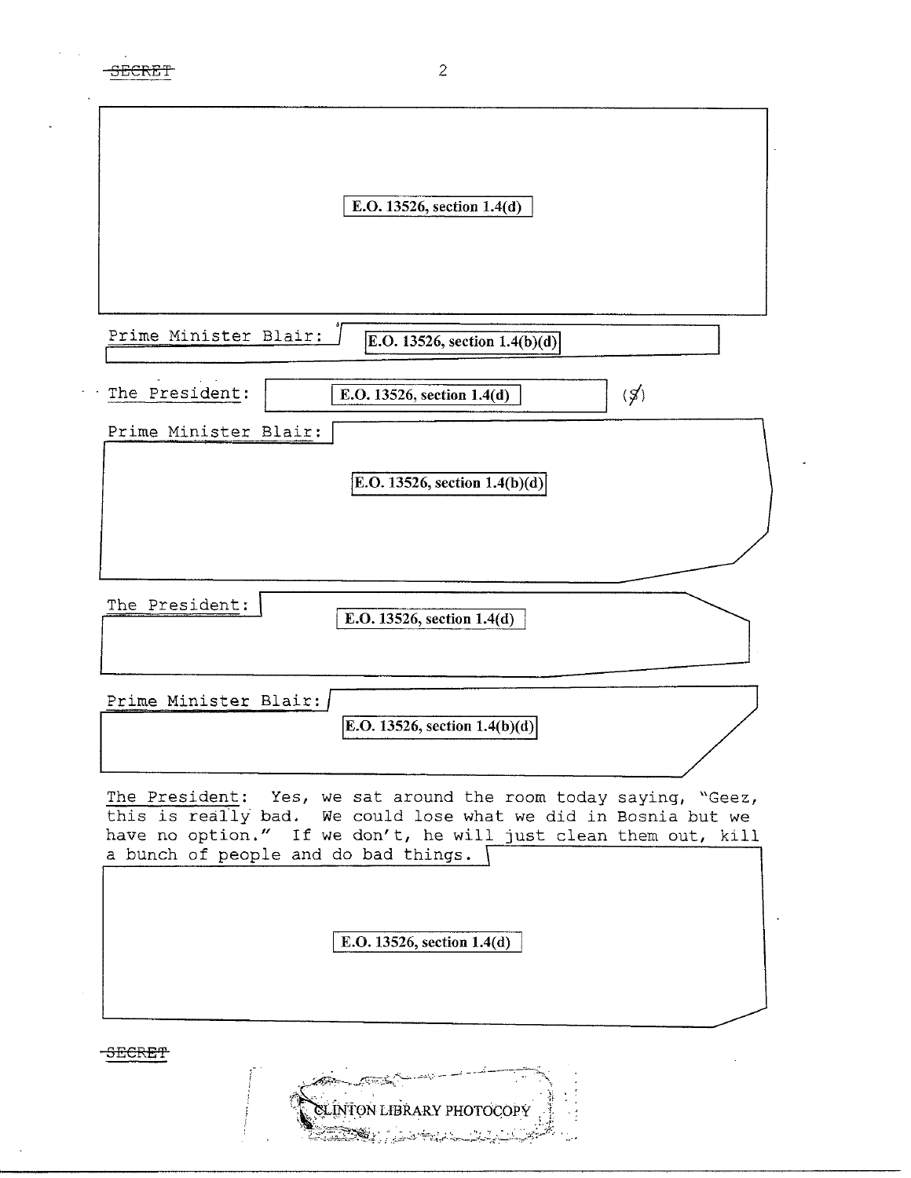E.O. 13526, section 1.4(d)

Prime Minister Blair: E.O. 13526, section 1.4(b)(d)

The President: E.O. 13526, section 1.4(d) (S)

Prime Minister Blair: E.O. 13526, section 1.4(b)(d)

The President: E.O. 13526, section 1.4(d)

Prime Minister Blair: E.O. 13526, section 1.4(b)(d)

The President: Yes, we sat around the room today saying, "Geez, this is really bad. We could lose what we did in Bosnia but we have no option." If we don't, he will just clean them out, kill a bunch of people and do bad things. E.O. 13526, section 1.4(d)

CLINTON LIBRARY PHOTOCOPY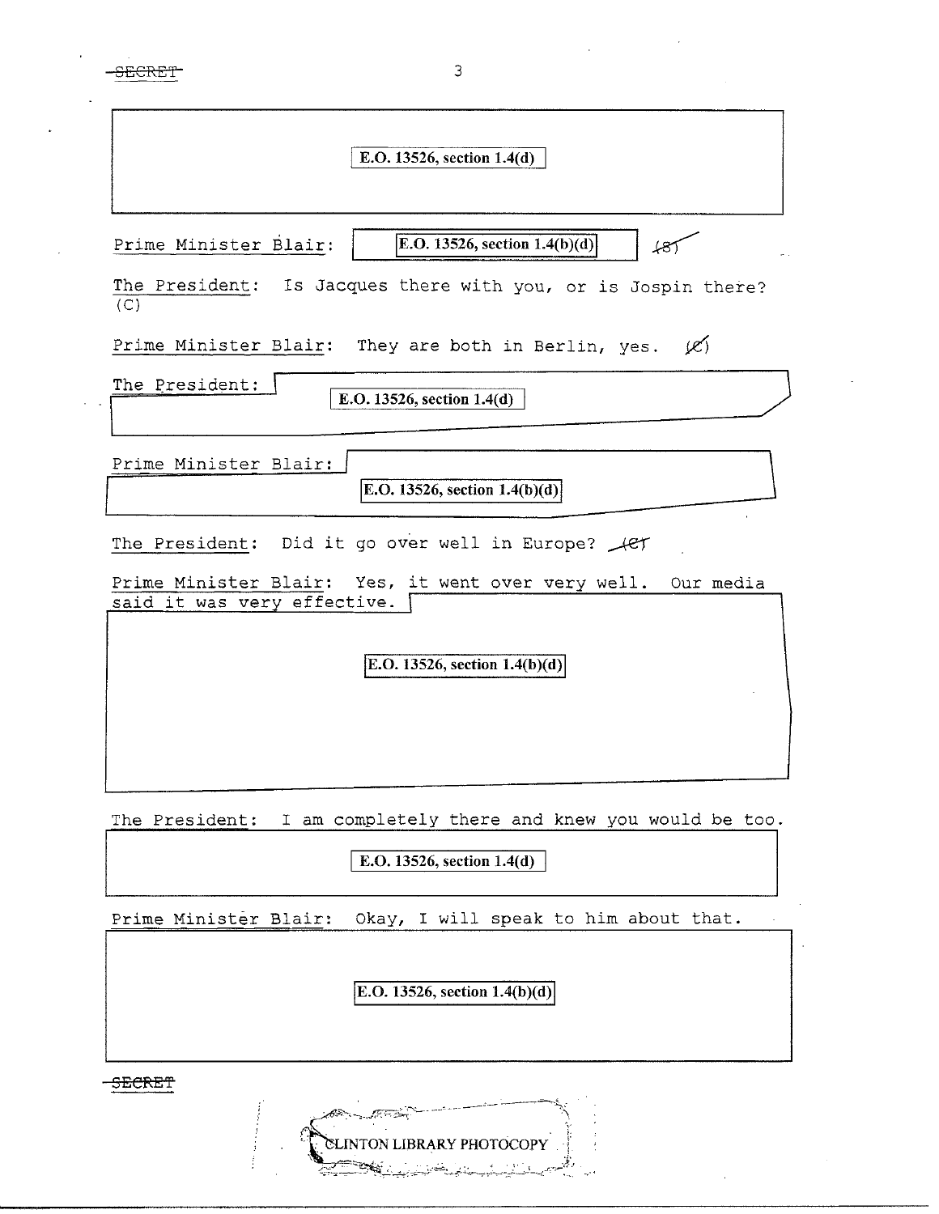E.O. 13526, section 1.4(d)

Prime Minister Blair: E.O. 13526, section 1.4(b)(d) (S)

The President: Is Jacques there with you, or is Jospin there? (C)

Prime Minister Blair: They are both in Berlin, yes. (C)

The President: E.O. 13526, section 1.4(d)

Prime Minister Blair: E.O. 13526, section 1.4(b)(d)

The President: Did it go over well in Europe? (C)

Prime Minister Blair: Yes, it went over very well. Our media said it was very effective. E.O. 13526, section 1.4(b)(d)

The President: I am completely there and knew you would be too. E.O. 13526, section 1.4(d)

Prime Minister Blair: Okay, I will speak to him about that. E.O. 13526, section 1.4(b)(d)

SECRET

CLINTON LIBRARY PHOTOCOPY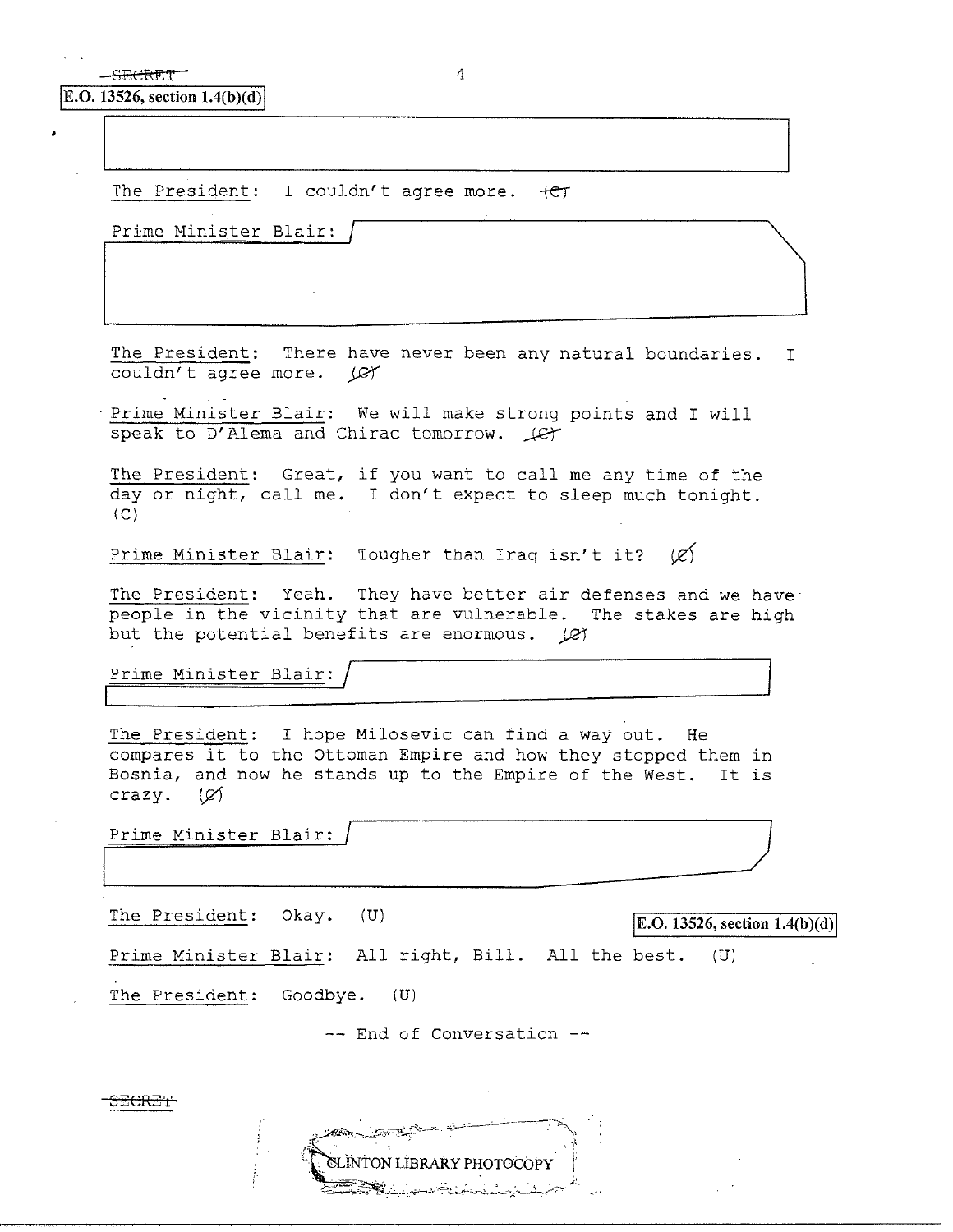SECRET

E.O. 13526, section 1.4(b)(d)

The President: I couldn't agree more. (C)

Prime Minister Blair:

The President: There have never been any natural boundaries. I couldn't agree more. (C)

Prime Minister Blair: We will make strong points and I will speak to D'Alema and Chirac tomorrow. (C)

The President: Great, if you want to call me any time of the day or night, call me. I don't expect to sleep much tonight. (C)

Prime Minister Blair: Tougher than Iraq isn't it? (C)

The President: Yeah. They have better air defenses and we have people in the vicinity that are vulnerable. The stakes are high but the potential benefits are enormous. (C)

Prime Minister Blair:

The President: I hope Milosevic can find a way out. He compares it to the Ottoman Empire and how they stopped them in Bosnia, and now he stands up to the Empire of the West. It is crazy. (C)

Prime Minister Blair:

The President: Okay. (U)

E.O. 13526, section 1.4(b)(d)

Prime Minister Blair: All right, Bill. All the best. (U)

The President: Goodbye. (U)

-- End of Conversation --

SECRET

CLINTON LIBRARY PHOTOCOPY